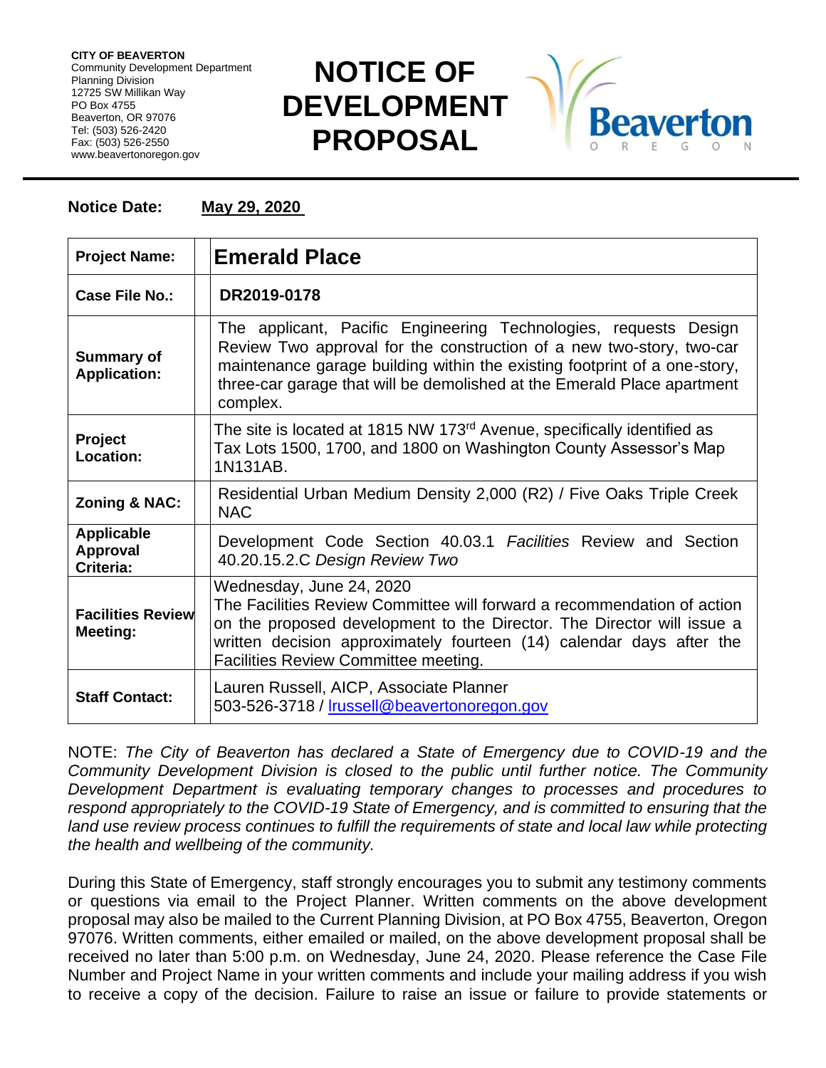**CITY OF BEAVERTON**
Community Development Department
Planning Division
12725 SW Millikan Way
PO Box 4755
Beaverton, OR 97076
Tel: (503) 526-2420
Fax: (503) 526-2550
www.beavertonoregon.gov

# NOTICE OF DEVELOPMENT PROPOSAL

**Notice Date:** **May 29, 2020**

| | |
|---|---|
| **Project Name:** | **Emerald Place** |
| **Case File No.:** | **DR2019-0178** |
| **Summary of Application:** | The applicant, Pacific Engineering Technologies, requests Design Review Two approval for the construction of a new two-story, two-car maintenance garage building within the existing footprint of a one-story, three-car garage that will be demolished at the Emerald Place apartment complex. |
| **Project Location:** | The site is located at 1815 NW 173rd Avenue, specifically identified as Tax Lots 1500, 1700, and 1800 on Washington County Assessor's Map 1N131AB. |
| **Zoning & NAC:** | Residential Urban Medium Density 2,000 (R2) / Five Oaks Triple Creek NAC |
| **Applicable Approval Criteria:** | Development Code Section 40.03.1 *Facilities* Review and Section 40.20.15.2.C *Design Review Two* |
| **Facilities Review Meeting:** | Wednesday, June 24, 2020<br>The Facilities Review Committee will forward a recommendation of action on the proposed development to the Director. The Director will issue a written decision approximately fourteen (14) calendar days after the Facilities Review Committee meeting. |
| **Staff Contact:** | Lauren Russell, AICP, Associate Planner<br>503-526-3718 / lrussell@beavertonoregon.gov |

NOTE: *The City of Beaverton has declared a State of Emergency due to COVID-19 and the Community Development Division is closed to the public until further notice. The Community Development Department is evaluating temporary changes to processes and procedures to respond appropriately to the COVID-19 State of Emergency, and is committed to ensuring that the land use review process continues to fulfill the requirements of state and local law while protecting the health and wellbeing of the community.*

During this State of Emergency, staff strongly encourages you to submit any testimony comments or questions via email to the Project Planner. Written comments on the above development proposal may also be mailed to the Current Planning Division, at PO Box 4755, Beaverton, Oregon 97076. Written comments, either emailed or mailed, on the above development proposal shall be received no later than 5:00 p.m. on Wednesday, June 24, 2020. Please reference the Case File Number and Project Name in your written comments and include your mailing address if you wish to receive a copy of the decision. Failure to raise an issue or failure to provide statements or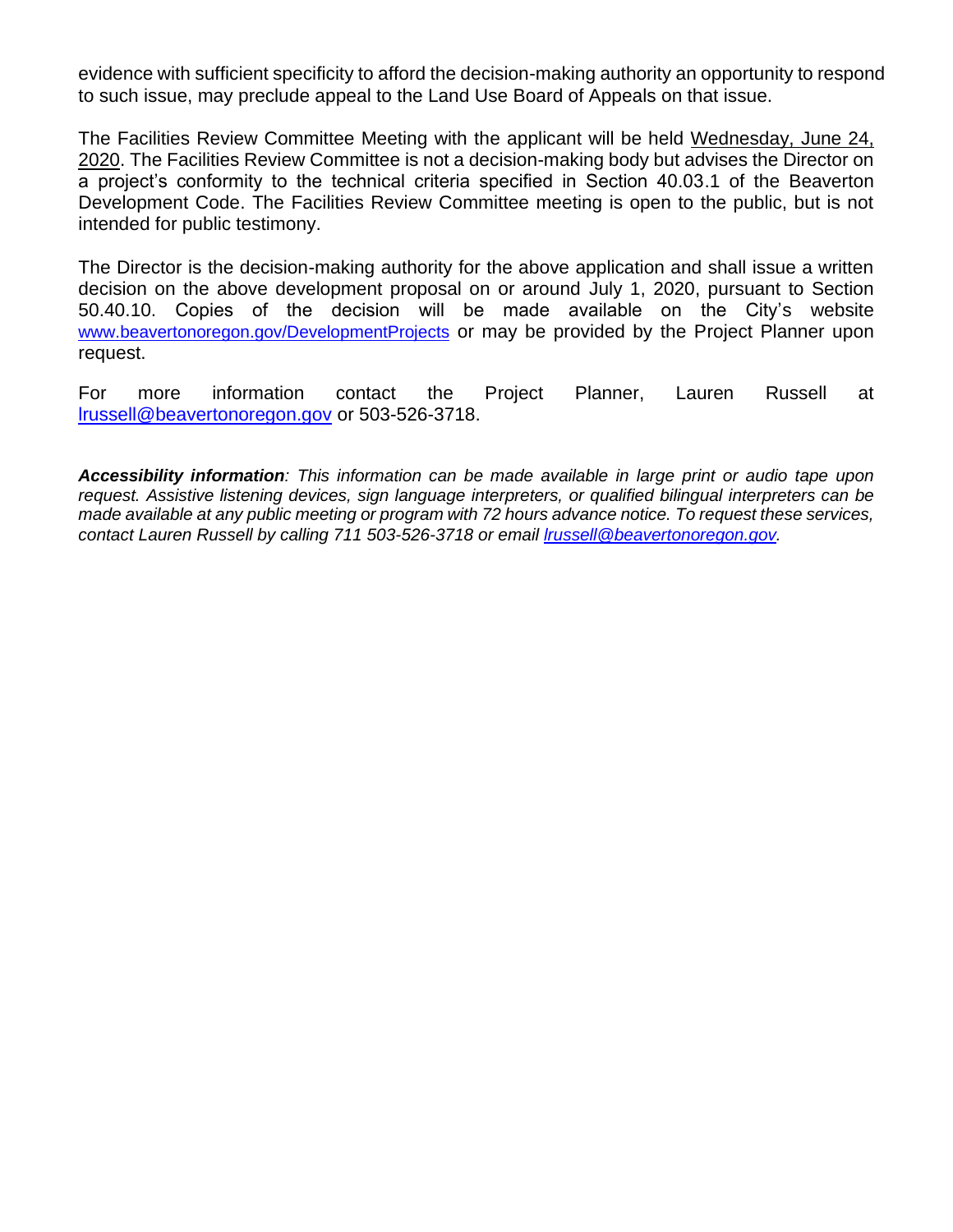evidence with sufficient specificity to afford the decision-making authority an opportunity to respond to such issue, may preclude appeal to the Land Use Board of Appeals on that issue.

The Facilities Review Committee Meeting with the applicant will be held Wednesday, June 24, 2020. The Facilities Review Committee is not a decision-making body but advises the Director on a project's conformity to the technical criteria specified in Section 40.03.1 of the Beaverton Development Code. The Facilities Review Committee meeting is open to the public, but is not intended for public testimony.

The Director is the decision-making authority for the above application and shall issue a written decision on the above development proposal on or around July 1, 2020, pursuant to Section 50.40.10. Copies of the decision will be made available on the City's website www.beavertonoregon.gov/DevelopmentProjects or may be provided by the Project Planner upon request.

For more information contact the Project Planner, Lauren Russell at lrussell@beavertonoregon.gov or 503-526-3718.

***Accessibility information**: This information can be made available in large print or audio tape upon request. Assistive listening devices, sign language interpreters, or qualified bilingual interpreters can be made available at any public meeting or program with 72 hours advance notice. To request these services, contact Lauren Russell by calling 711 503-526-3718 or email lrussell@beavertonoregon.gov.*